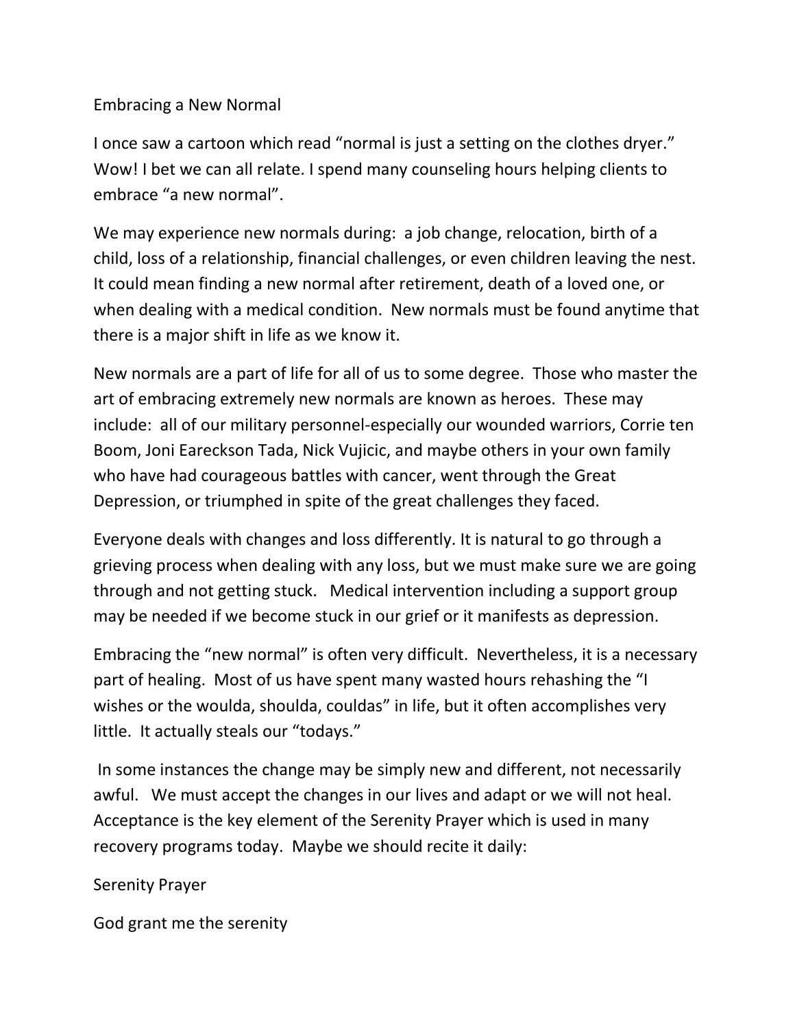# Embracing a New Normal

I once saw a cartoon which read "normal is just a setting on the clothes dryer." Wow! I bet we can all relate. I spend many counseling hours helping clients to embrace "a new normal".

We may experience new normals during: a job change, relocation, birth of a child, loss of a relationship, financial challenges, or even children leaving the nest. It could mean finding a new normal after retirement, death of a loved one, or when dealing with a medical condition. New normals must be found anytime that there is a major shift in life as we know it.

New normals are a part of life for all of us to some degree. Those who master the art of embracing extremely new normals are known as heroes. These may include: all of our military personnel-especially our wounded warriors, Corrie ten Boom, Joni Eareckson Tada, Nick Vujicic, and maybe others in your own family who have had courageous battles with cancer, went through the Great Depression, or triumphed in spite of the great challenges they faced.

Everyone deals with changes and loss differently. It is natural to go through a grieving process when dealing with any loss, but we must make sure we are going through and not getting stuck. Medical intervention including a support group may be needed if we become stuck in our grief or it manifests as depression.

Embracing the "new normal" is often very difficult. Nevertheless, it is a necessary part of healing. Most of us have spent many wasted hours rehashing the "I wishes or the woulda, shoulda, couldas" in life, but it often accomplishes very little. It actually steals our "todays."

In some instances the change may be simply new and different, not necessarily awful. We must accept the changes in our lives and adapt or we will not heal. Acceptance is the key element of the Serenity Prayer which is used in many recovery programs today. Maybe we should recite it daily:

Serenity Prayer

God grant me the serenity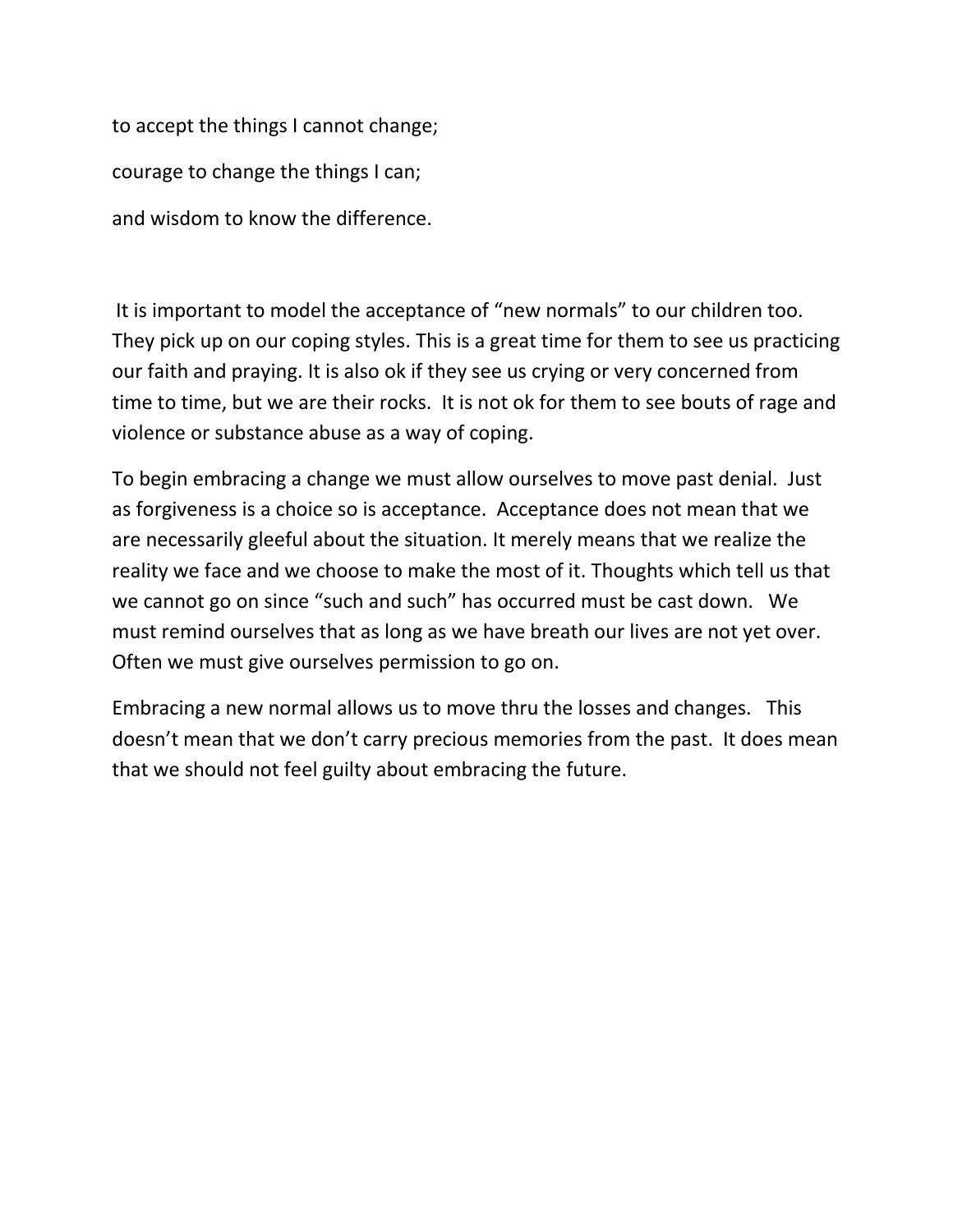to accept the things I cannot change;

courage to change the things I can;

and wisdom to know the difference.

It is important to model the acceptance of "new normals" to our children too. They pick up on our coping styles. This is a great time for them to see us practicing our faith and praying. It is also ok if they see us crying or very concerned from time to time, but we are their rocks. It is not ok for them to see bouts of rage and violence or substance abuse as a way of coping.

To begin embracing a change we must allow ourselves to move past denial. Just as forgiveness is a choice so is acceptance. Acceptance does not mean that we are necessarily gleeful about the situation. It merely means that we realize the reality we face and we choose to make the most of it. Thoughts which tell us that we cannot go on since "such and such" has occurred must be cast down. We must remind ourselves that as long as we have breath our lives are not yet over. Often we must give ourselves permission to go on.

Embracing a new normal allows us to move thru the losses and changes. This doesn't mean that we don't carry precious memories from the past. It does mean that we should not feel guilty about embracing the future.